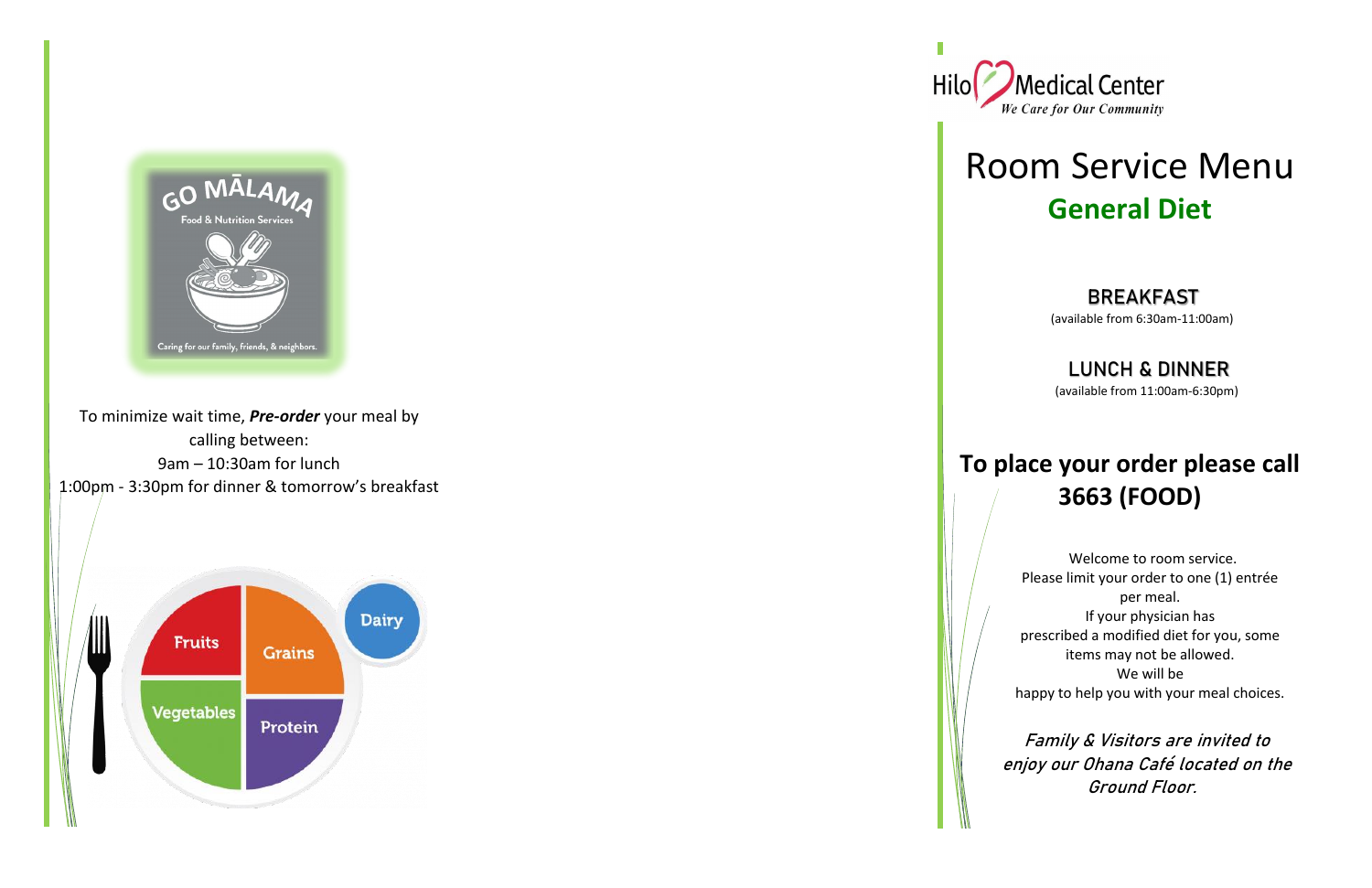GO MĀLAMA
Food & Nutrition Services
Caring for our family, friends, & neighbors.

To minimize wait time, ***Pre-order*** your meal by calling between:
9am – 10:30am for lunch
1:00pm - 3:30pm for dinner & tomorrow's breakfast

Fruits
Grains
Dairy
Vegetables
Protein

Hilo Medical Center
*We Care for Our Community*

# Room Service Menu

## General Diet

**BREAKFAST**
(available from 6:30am-11:00am)

**LUNCH & DINNER**
(available from 11:00am-6:30pm)

## To place your order please call 3663 (FOOD)

Welcome to room service.
Please limit your order to one (1) entrée per meal.
If your physician has prescribed a modified diet for you, some items may not be allowed.
We will be happy to help you with your meal choices.

*Family & Visitors are invited to enjoy our Ohana Café located on the Ground Floor.*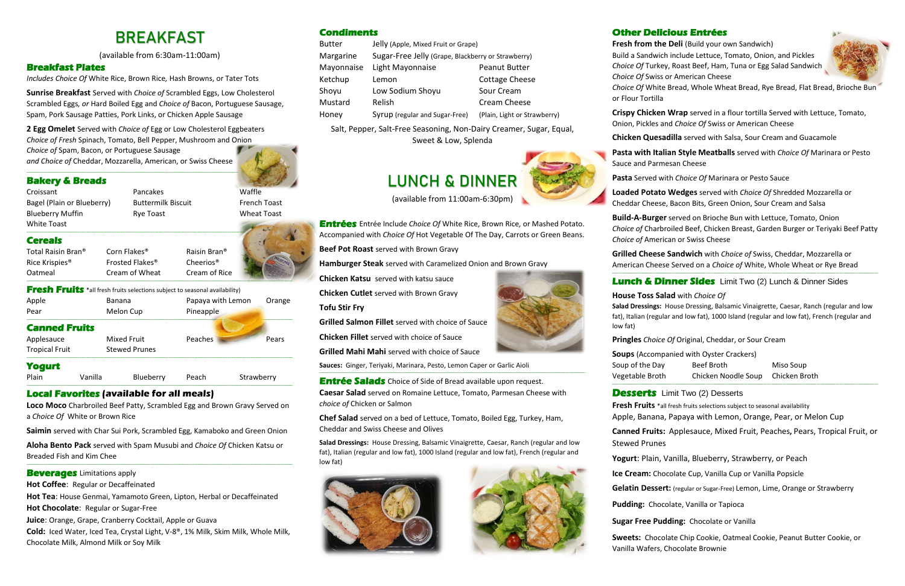# BREAKFAST

(available from 6:30am-11:00am)

## Breakfast Plates

*Includes Choice Of* White Rice, Brown Rice, Hash Browns, or Tater Tots

**Sunrise Breakfast** Served with *Choice of* Scrambled Eggs, Low Cholesterol Scrambled Eggs, *or* Hard Boiled Egg and *Choice of* Bacon, Portuguese Sausage, Spam, Pork Sausage Patties, Pork Links, or Chicken Apple Sausage

**2 Egg Omelet** Served with *Choice of* Egg or Low Cholesterol Eggbeaters
*Choice of Fresh* Spinach, Tomato, Bell Pepper, Mushroom and Onion
*Choice of* Spam, Bacon, or Portuguese Sausage
*and Choice of* Cheddar, Mozzarella, American, or Swiss Cheese

## Bakery & Breads

| | | |
|---|---|---|
| Croissant | Pancakes | Waffle |
| Bagel (Plain or Blueberry) | Buttermilk Biscuit | French Toast |
| Blueberry Muffin | Rye Toast | Wheat Toast |
| White Toast | | |

## Cereals

| | | |
|---|---|---|
| Total Raisin Bran® | Corn Flakes® | Raisin Bran® |
| Rice Krispies® | Frosted Flakes® | Cheerios® |
| Oatmeal | Cream of Wheat | Cream of Rice |

## Fresh Fruits

*all fresh fruits selections subject to seasonal availability)

| | | | |
|---|---|---|---|
| Apple | Banana | Papaya with Lemon | Orange |
| Pear | Melon Cup | Pineapple | |

## Canned Fruits

| | | | |
|---|---|---|---|
| Applesauce | Mixed Fruit | Peaches | Pears |
| Tropical Fruit | Stewed Prunes | | |

## Yogurt

| | | | | |
|---|---|---|---|---|
| Plain | Vanilla | Blueberry | Peach | Strawberry |

## Local Favorites *(available for all meals)*

**Loco Moco** Charbroiled Beef Patty, Scrambled Egg and Brown Gravy Served on a *Choice Of* White or Brown Rice

**Saimin** served with Char Sui Pork, Scrambled Egg, Kamaboko and Green Onion

**Aloha Bento Pack** served with Spam Musubi and *Choice Of* Chicken Katsu or Breaded Fish and Kim Chee

## Beverages

Limitations apply

**Hot Coffee**: Regular or Decaffeinated

**Hot Tea**: House Genmai, Yamamoto Green, Lipton, Herbal or Decaffeinated

**Hot Chocolate**: Regular or Sugar-Free

**Juice**: Orange, Grape, Cranberry Cocktail, Apple or Guava

**Cold:** Iced Water, Iced Tea, Crystal Light, V-8®, 1% Milk, Skim Milk, Whole Milk, Chocolate Milk, Almond Milk or Soy Milk

## Condiments

| | | |
|---|---|---|
| Butter | Jelly (Apple, Mixed Fruit or Grape) | |
| Margarine | Sugar-Free Jelly (Grape, Blackberry or Strawberry) | |
| Mayonnaise | Light Mayonnaise | Peanut Butter |
| Ketchup | Lemon | Cottage Cheese |
| Shoyu | Low Sodium Shoyu | Sour Cream |
| Mustard | Relish | Cream Cheese |
| Honey | Syrup (regular and Sugar-Free) | (Plain, Light or Strawberry) |

Salt, Pepper, Salt-Free Seasoning, Non-Dairy Creamer, Sugar, Equal, Sweet & Low, Splenda

# LUNCH & DINNER

(available from 11:00am-6:30pm)

## Entrées

Entrée Include *Choice Of* White Rice, Brown Rice, or Mashed Potato. Accompanied with *Choice Of* Hot Vegetable Of The Day, Carrots or Green Beans.

**Beef Pot Roast** served with Brown Gravy

**Hamburger Steak** served with Caramelized Onion and Brown Gravy

**Chicken Katsu** served with katsu sauce

**Chicken Cutlet** served with Brown Gravy

**Tofu Stir Fry**

**Grilled Salmon Fillet** served with choice of Sauce

**Chicken Fillet** served with choice of Sauce

**Grilled Mahi Mahi** served with choice of Sauce

**Sauces:** Ginger, Teriyaki, Marinara, Pesto, Lemon Caper or Garlic Aioli

## Entrée Salads

Choice of Side of Bread available upon request.

**Caesar Salad** served on Romaine Lettuce, Tomato, Parmesan Cheese with *choice of* Chicken or Salmon

**Chef Salad** served on a bed of Lettuce, Tomato, Boiled Egg, Turkey, Ham, Cheddar and Swiss Cheese and Olives

**Salad Dressings:** House Dressing, Balsamic Vinaigrette, Caesar, Ranch (regular and low fat), Italian (regular and low fat), 1000 Island (regular and low fat), French (regular and low fat)

## Other Delicious Entrées

**Fresh from the Deli** (Build your own Sandwich)
Build a Sandwich include Lettuce, Tomato, Onion, and Pickles
*Choice Of* Turkey, Roast Beef, Ham, Tuna or Egg Salad Sandwich
*Choice Of* Swiss or American Cheese
*Choice Of* White Bread, Whole Wheat Bread, Rye Bread, Flat Bread, Brioche Bun or Flour Tortilla

**Crispy Chicken Wrap** served in a flour tortilla Served with Lettuce, Tomato, Onion, Pickles and *Choice Of* Swiss or American Cheese

**Chicken Quesadilla** served with Salsa, Sour Cream and Guacamole

**Pasta with Italian Style Meatballs** served with *Choice Of* Marinara or Pesto Sauce and Parmesan Cheese

**Pasta** Served with *Choice Of* Marinara or Pesto Sauce

**Loaded Potato Wedges** served with *Choice Of* Shredded Mozzarella or Cheddar Cheese, Bacon Bits, Green Onion, Sour Cream and Salsa

**Build-A-Burger** served on Brioche Bun with Lettuce, Tomato, Onion
*Choice of* Charbroiled Beef, Chicken Breast, Garden Burger or Teriyaki Beef Patty
*Choice of* American or Swiss Cheese

**Grilled Cheese Sandwich** with *Choice of* Swiss, Cheddar, Mozzarella or American Cheese Served on a *Choice of* White, Whole Wheat or Rye Bread

## Lunch & Dinner Sides

Limit Two (2) Lunch & Dinner Sides

**House Toss Salad** with *Choice Of*

**Salad Dressings:** House Dressing, Balsamic Vinaigrette, Caesar, Ranch (regular and low fat), Italian (regular and low fat), 1000 Island (regular and low fat), French (regular and low fat)

**Pringles** *Choice Of* Original, Cheddar, or Sour Cream

**Soups** (Accompanied with Oyster Crackers)

| | | |
|---|---|---|
| Soup of the Day | Beef Broth | Miso Soup |
| Vegetable Broth | Chicken Noodle Soup | Chicken Broth |

## Desserts

Limit Two (2) Desserts

**Fresh Fruits** *all fresh fruits selections subject to seasonal availability
Apple, Banana, Papaya with Lemon, Orange, Pear, or Melon Cup

**Canned Fruits:** Applesauce, Mixed Fruit, Peaches, Pears, Tropical Fruit, or Stewed Prunes

**Yogurt**: Plain, Vanilla, Blueberry, Strawberry, or Peach

**Ice Cream:** Chocolate Cup, Vanilla Cup or Vanilla Popsicle

**Gelatin Dessert:** (regular or Sugar-Free) Lemon, Lime, Orange or Strawberry

**Pudding:** Chocolate, Vanilla or Tapioca

**Sugar Free Pudding:** Chocolate or Vanilla

**Sweets:** Chocolate Chip Cookie, Oatmeal Cookie, Peanut Butter Cookie, or Vanilla Wafers, Chocolate Brownie